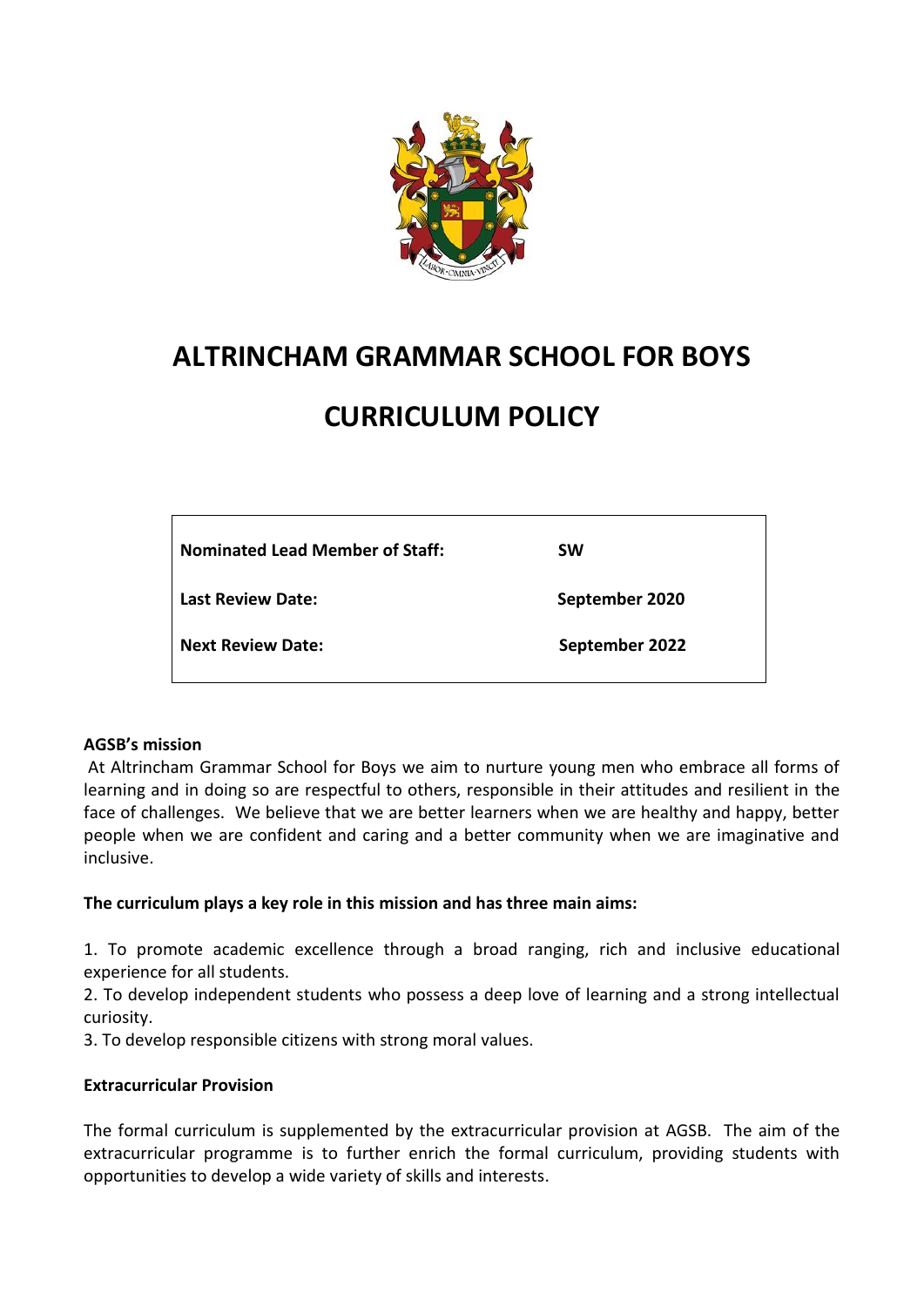# ALTRINCHAM GRAMMAR SCHOOL FOR BOYS

# CURRICULUM POLICY

| | |
|---|---|
| **Nominated Lead Member of Staff:** | **SW** |
| **Last Review Date:** | **September 2020** |
| **Next Review Date:** | **September 2022** |

**AGSB's mission**

At Altrincham Grammar School for Boys we aim to nurture young men who embrace all forms of learning and in doing so are respectful to others, responsible in their attitudes and resilient in the face of challenges. We believe that we are better learners when we are healthy and happy, better people when we are confident and caring and a better community when we are imaginative and inclusive.

**The curriculum plays a key role in this mission and has three main aims:**

1. To promote academic excellence through a broad ranging, rich and inclusive educational experience for all students.
2. To develop independent students who possess a deep love of learning and a strong intellectual curiosity.
3. To develop responsible citizens with strong moral values.

**Extracurricular Provision**

The formal curriculum is supplemented by the extracurricular provision at AGSB. The aim of the extracurricular programme is to further enrich the formal curriculum, providing students with opportunities to develop a wide variety of skills and interests.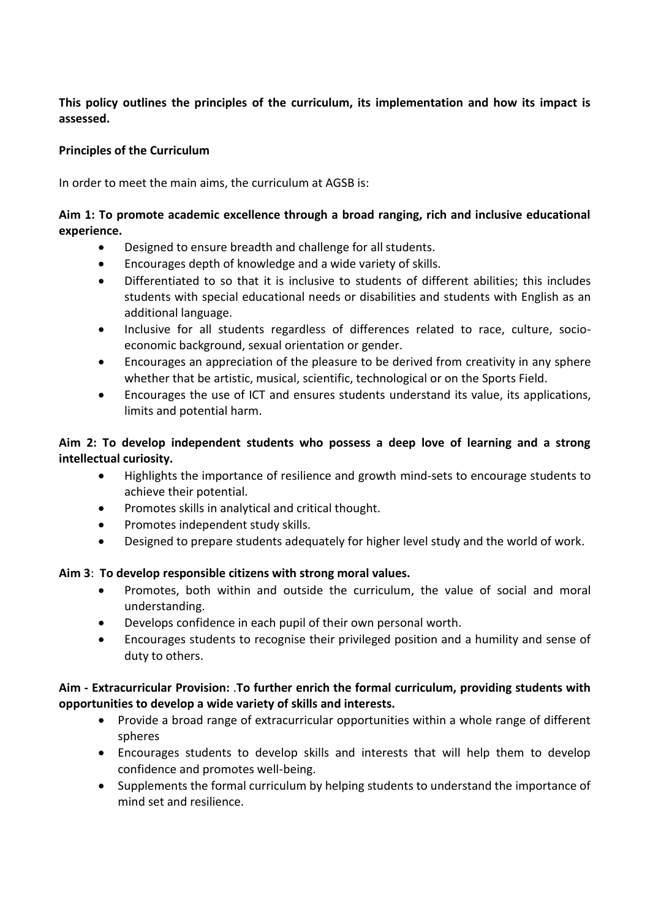**This policy outlines the principles of the curriculum, its implementation and how its impact is assessed.**

**Principles of the Curriculum**

In order to meet the main aims, the curriculum at AGSB is:

**Aim 1: To promote academic excellence through a broad ranging, rich and inclusive educational experience.**

- Designed to ensure breadth and challenge for all students.
- Encourages depth of knowledge and a wide variety of skills.
- Differentiated to so that it is inclusive to students of different abilities; this includes students with special educational needs or disabilities and students with English as an additional language.
- Inclusive for all students regardless of differences related to race, culture, socio-economic background, sexual orientation or gender.
- Encourages an appreciation of the pleasure to be derived from creativity in any sphere whether that be artistic, musical, scientific, technological or on the Sports Field.
- Encourages the use of ICT and ensures students understand its value, its applications, limits and potential harm.

**Aim 2: To develop independent students who possess a deep love of learning and a strong intellectual curiosity.**

- Highlights the importance of resilience and growth mind-sets to encourage students to achieve their potential.
- Promotes skills in analytical and critical thought.
- Promotes independent study skills.
- Designed to prepare students adequately for higher level study and the world of work.

**Aim 3**: **To develop responsible citizens with strong moral values.**

- Promotes, both within and outside the curriculum, the value of social and moral understanding.
- Develops confidence in each pupil of their own personal worth.
- Encourages students to recognise their privileged position and a humility and sense of duty to others.

**Aim - Extracurricular Provision:** .**To further enrich the formal curriculum, providing students with opportunities to develop a wide variety of skills and interests.**

- Provide a broad range of extracurricular opportunities within a whole range of different spheres
- Encourages students to develop skills and interests that will help them to develop confidence and promotes well-being.
- Supplements the formal curriculum by helping students to understand the importance of mind set and resilience.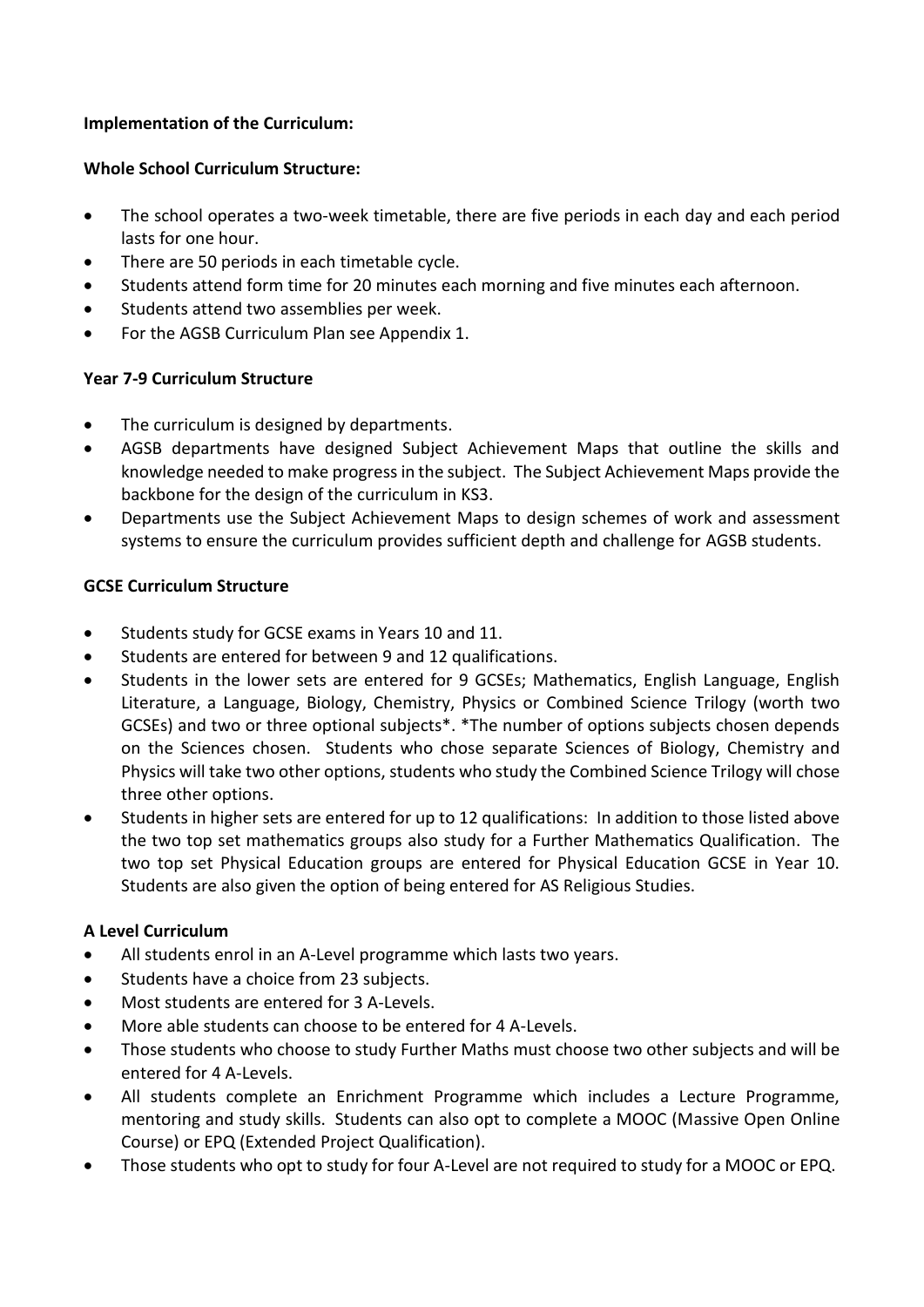**Implementation of the Curriculum:**

**Whole School Curriculum Structure:**

- The school operates a two-week timetable, there are five periods in each day and each period lasts for one hour.
- There are 50 periods in each timetable cycle.
- Students attend form time for 20 minutes each morning and five minutes each afternoon.
- Students attend two assemblies per week.
- For the AGSB Curriculum Plan see Appendix 1.

**Year 7-9 Curriculum Structure**

- The curriculum is designed by departments.
- AGSB departments have designed Subject Achievement Maps that outline the skills and knowledge needed to make progress in the subject. The Subject Achievement Maps provide the backbone for the design of the curriculum in KS3.
- Departments use the Subject Achievement Maps to design schemes of work and assessment systems to ensure the curriculum provides sufficient depth and challenge for AGSB students.

**GCSE Curriculum Structure**

- Students study for GCSE exams in Years 10 and 11.
- Students are entered for between 9 and 12 qualifications.
- Students in the lower sets are entered for 9 GCSEs; Mathematics, English Language, English Literature, a Language, Biology, Chemistry, Physics or Combined Science Trilogy (worth two GCSEs) and two or three optional subjects*. *The number of options subjects chosen depends on the Sciences chosen. Students who chose separate Sciences of Biology, Chemistry and Physics will take two other options, students who study the Combined Science Trilogy will chose three other options.
- Students in higher sets are entered for up to 12 qualifications: In addition to those listed above the two top set mathematics groups also study for a Further Mathematics Qualification. The two top set Physical Education groups are entered for Physical Education GCSE in Year 10. Students are also given the option of being entered for AS Religious Studies.

**A Level Curriculum**

- All students enrol in an A-Level programme which lasts two years.
- Students have a choice from 23 subjects.
- Most students are entered for 3 A-Levels.
- More able students can choose to be entered for 4 A-Levels.
- Those students who choose to study Further Maths must choose two other subjects and will be entered for 4 A-Levels.
- All students complete an Enrichment Programme which includes a Lecture Programme, mentoring and study skills. Students can also opt to complete a MOOC (Massive Open Online Course) or EPQ (Extended Project Qualification).
- Those students who opt to study for four A-Level are not required to study for a MOOC or EPQ.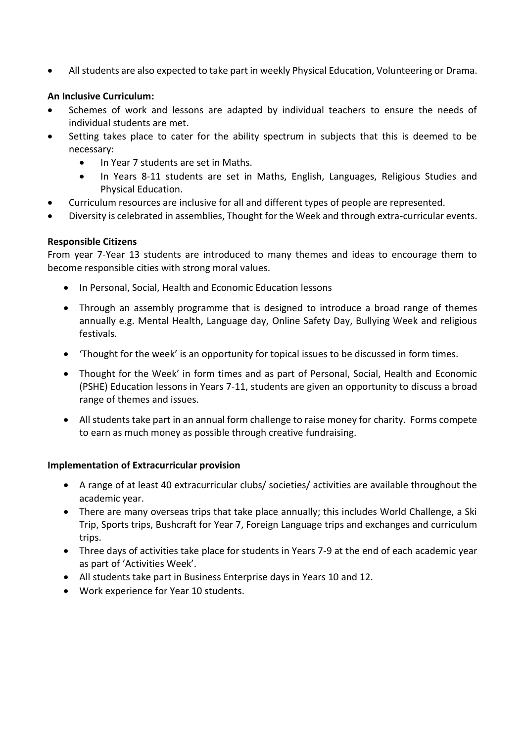- All students are also expected to take part in weekly Physical Education, Volunteering or Drama.

**An Inclusive Curriculum:**

- Schemes of work and lessons are adapted by individual teachers to ensure the needs of individual students are met.
- Setting takes place to cater for the ability spectrum in subjects that this is deemed to be necessary:
  - In Year 7 students are set in Maths.
  - In Years 8-11 students are set in Maths, English, Languages, Religious Studies and Physical Education.
- Curriculum resources are inclusive for all and different types of people are represented.
- Diversity is celebrated in assemblies, Thought for the Week and through extra-curricular events.

**Responsible Citizens**

From year 7-Year 13 students are introduced to many themes and ideas to encourage them to become responsible cities with strong moral values.

- In Personal, Social, Health and Economic Education lessons
- Through an assembly programme that is designed to introduce a broad range of themes annually e.g. Mental Health, Language day, Online Safety Day, Bullying Week and religious festivals.
- 'Thought for the week' is an opportunity for topical issues to be discussed in form times.
- Thought for the Week' in form times and as part of Personal, Social, Health and Economic (PSHE) Education lessons in Years 7-11, students are given an opportunity to discuss a broad range of themes and issues.
- All students take part in an annual form challenge to raise money for charity. Forms compete to earn as much money as possible through creative fundraising.

**Implementation of Extracurricular provision**

- A range of at least 40 extracurricular clubs/ societies/ activities are available throughout the academic year.
- There are many overseas trips that take place annually; this includes World Challenge, a Ski Trip, Sports trips, Bushcraft for Year 7, Foreign Language trips and exchanges and curriculum trips.
- Three days of activities take place for students in Years 7-9 at the end of each academic year as part of 'Activities Week'.
- All students take part in Business Enterprise days in Years 10 and 12.
- Work experience for Year 10 students.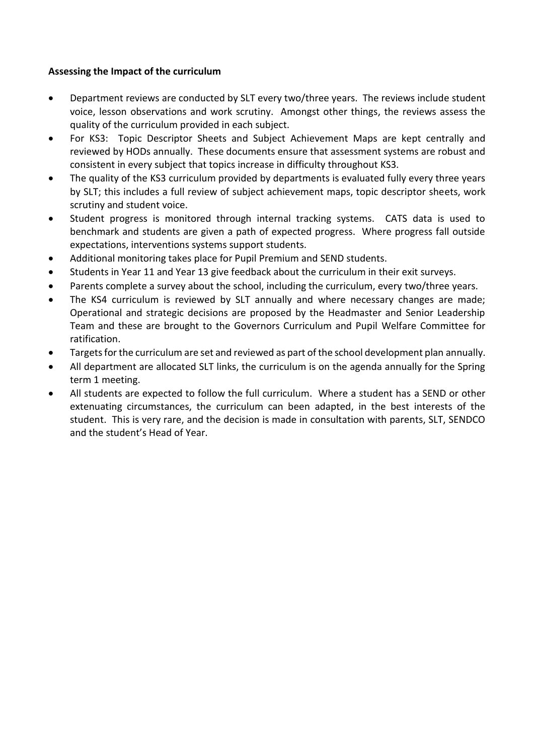**Assessing the Impact of the curriculum**

- Department reviews are conducted by SLT every two/three years. The reviews include student voice, lesson observations and work scrutiny. Amongst other things, the reviews assess the quality of the curriculum provided in each subject.
- For KS3: Topic Descriptor Sheets and Subject Achievement Maps are kept centrally and reviewed by HODs annually. These documents ensure that assessment systems are robust and consistent in every subject that topics increase in difficulty throughout KS3.
- The quality of the KS3 curriculum provided by departments is evaluated fully every three years by SLT; this includes a full review of subject achievement maps, topic descriptor sheets, work scrutiny and student voice.
- Student progress is monitored through internal tracking systems. CATS data is used to benchmark and students are given a path of expected progress. Where progress fall outside expectations, interventions systems support students.
- Additional monitoring takes place for Pupil Premium and SEND students.
- Students in Year 11 and Year 13 give feedback about the curriculum in their exit surveys.
- Parents complete a survey about the school, including the curriculum, every two/three years.
- The KS4 curriculum is reviewed by SLT annually and where necessary changes are made; Operational and strategic decisions are proposed by the Headmaster and Senior Leadership Team and these are brought to the Governors Curriculum and Pupil Welfare Committee for ratification.
- Targets for the curriculum are set and reviewed as part of the school development plan annually.
- All department are allocated SLT links, the curriculum is on the agenda annually for the Spring term 1 meeting.
- All students are expected to follow the full curriculum. Where a student has a SEND or other extenuating circumstances, the curriculum can been adapted, in the best interests of the student. This is very rare, and the decision is made in consultation with parents, SLT, SENDCO and the student's Head of Year.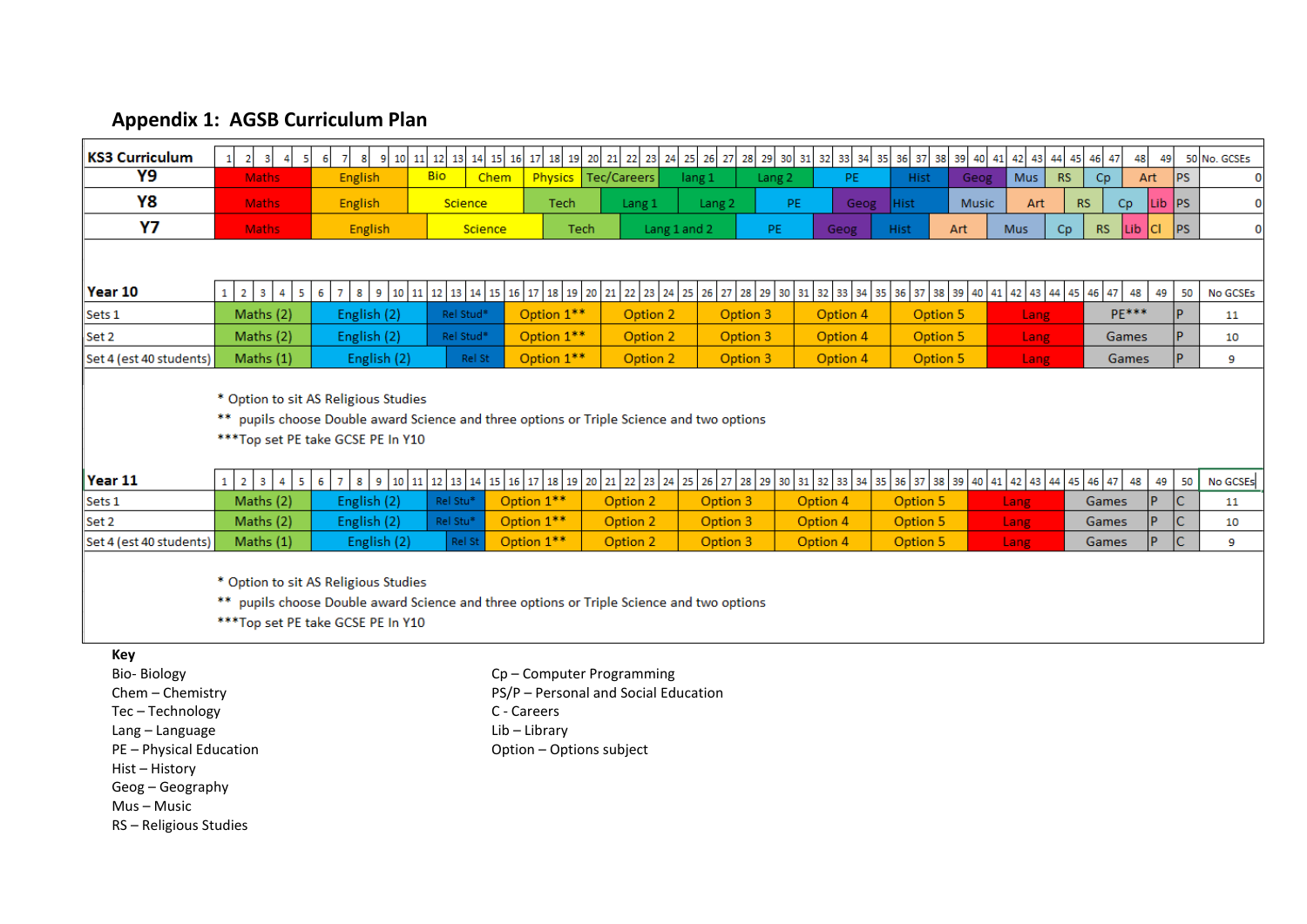## Appendix 1: AGSB Curriculum Plan

| KS3 Curriculum | Periods 1–50 | | | | | | | | | | | | | | | | | No. GCSEs |
|---|---|---|---|---|---|---|---|---|---|---|---|---|---|---|---|---|---|---|
| Y9 | Maths | English | Bio | Chem | Physics | Tec/Careers | lang 1 | Lang 2 | PE | Hist | Geog | Mus | RS | Cp | Art | PS | | 0 |
| Y8 | Maths | English | Science | Tech | Lang 1 | Lang 2 | PE | Geog | Hist | Music | Art | RS | Cp | Lib | PS | | | 0 |
| Y7 | Maths | English | Science | Tech | Lang 1 and 2 | PE | Geog | Hist | Art | Mus | Cp | RS | Lib | Cl | PS | | | 0 |

| Year 10 | Periods 1–50 | | | | | | | | | | | No GCSEs |
|---|---|---|---|---|---|---|---|---|---|---|---|---|
| Sets 1 | Maths (2) | English (2) | Rel Stud* | Option 1** | Option 2 | Option 3 | Option 4 | Option 5 | Lang | PE*** | P | 11 |
| Set 2 | Maths (2) | English (2) | Rel Stud* | Option 1** | Option 2 | Option 3 | Option 4 | Option 5 | Lang | Games | P | 10 |
| Set 4 (est 40 students) | Maths (1) | English (2) | Rel St | Option 1** | Option 2 | Option 3 | Option 4 | Option 5 | Lang | Games | P | 9 |

\* Option to sit AS Religious Studies
** pupils choose Double award Science and three options or Triple Science and two options
***Top set PE take GCSE PE In Y10

| Year 11 | Periods 1–50 | | | | | | | | | | | | No GCSEs |
|---|---|---|---|---|---|---|---|---|---|---|---|---|---|
| Sets 1 | Maths (2) | English (2) | Rel Stu* | Option 1** | Option 2 | Option 3 | Option 4 | Option 5 | Lang | Games | P | C | 11 |
| Set 2 | Maths (2) | English (2) | Rel Stu* | Option 1** | Option 2 | Option 3 | Option 4 | Option 5 | Lang | Games | P | C | 10 |
| Set 4 (est 40 students) | Maths (1) | English (2) | Rel St | Option 1** | Option 2 | Option 3 | Option 4 | Option 5 | Lang | Games | P | C | 9 |

\* Option to sit AS Religious Studies
** pupils choose Double award Science and three options or Triple Science and two options
***Top set PE take GCSE PE In Y10

**Key**

Bio- Biology
Chem – Chemistry
Tec – Technology
Lang – Language
PE – Physical Education
Hist – History
Geog – Geography
Mus – Music
RS – Religious Studies
Cp – Computer Programming
PS/P – Personal and Social Education
C - Careers
Lib – Library
Option – Options subject